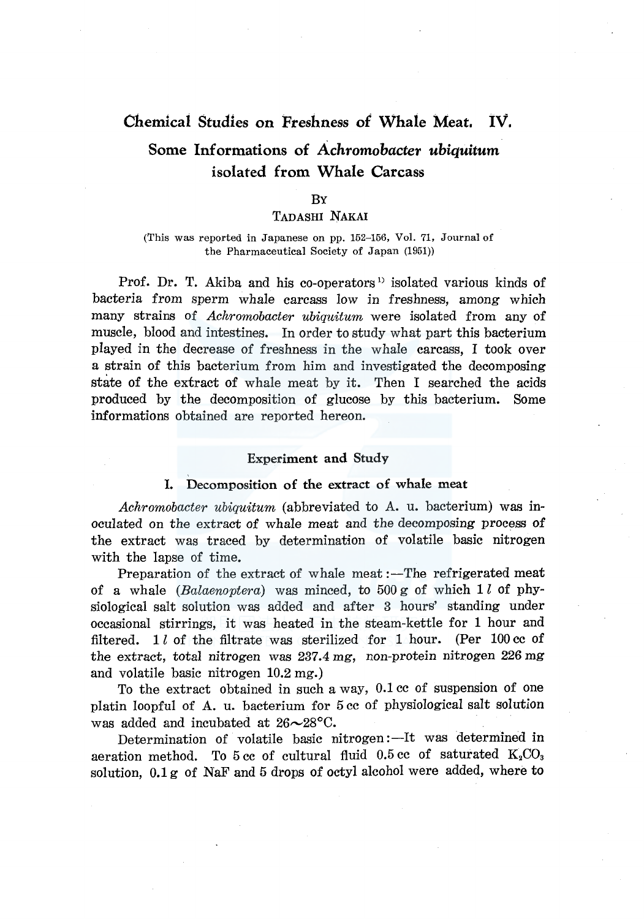# Chemical Studies on Freshness of Whale Meat. IV.

## Some Informations of *Achromobacter ubiquitum* isolated from Whale Carcass

BY

TADASHI NAKAI

(This was reported in Japanese on pp. 152–156, Vol. 71, Journal of the Pharmaceutical Society of Japan (1951))

Prof. Dr. T. Akiba and his co-operators[1] isolated various kinds of bacteria from sperm whale carcass low in freshness, among which many strains of *Achromobacter ubiquitum* were isolated from any of muscle, blood and intestines. In order to study what part this bacterium played in the decrease of freshness in the whale carcass, I took over a strain of this bacterium from him and investigated the decomposing state of the extract of whale meat by it. Then I searched the acids produced by the decomposition of glucose by this bacterium. Some informations obtained are reported hereon.

### Experiment and Study

#### I. Decomposition of the extract of whale meat

*Achromobacter ubiquitum* (abbreviated to A. u. bacterium) was inoculated on the extract of whale meat and the decomposing process of the extract was traced by determination of volatile basic nitrogen with the lapse of time.

Preparation of the extract of whale meat:—The refrigerated meat of a whale (*Balaenoptera*) was minced, to 500 g of which 1 *l* of physiological salt solution was added and after 3 hours' standing under occasional stirrings, it was heated in the steam-kettle for 1 hour and filtered. 1 *l* of the filtrate was sterilized for 1 hour. (Per 100 cc of the extract, total nitrogen was 237.4 mg, non-protein nitrogen 226 mg and volatile basic nitrogen 10.2 mg.)

To the extract obtained in such a way, 0.1 cc of suspension of one platin loopful of A. u. bacterium for 5 cc of physiological salt solution was added and incubated at 26～28°C.

Determination of volatile basic nitrogen:—It was determined in aeration method. To 5 cc of cultural fluid 0.5 cc of saturated $K_2CO_3$ solution, 0.1 g of NaF and 5 drops of octyl alcohol were added, where to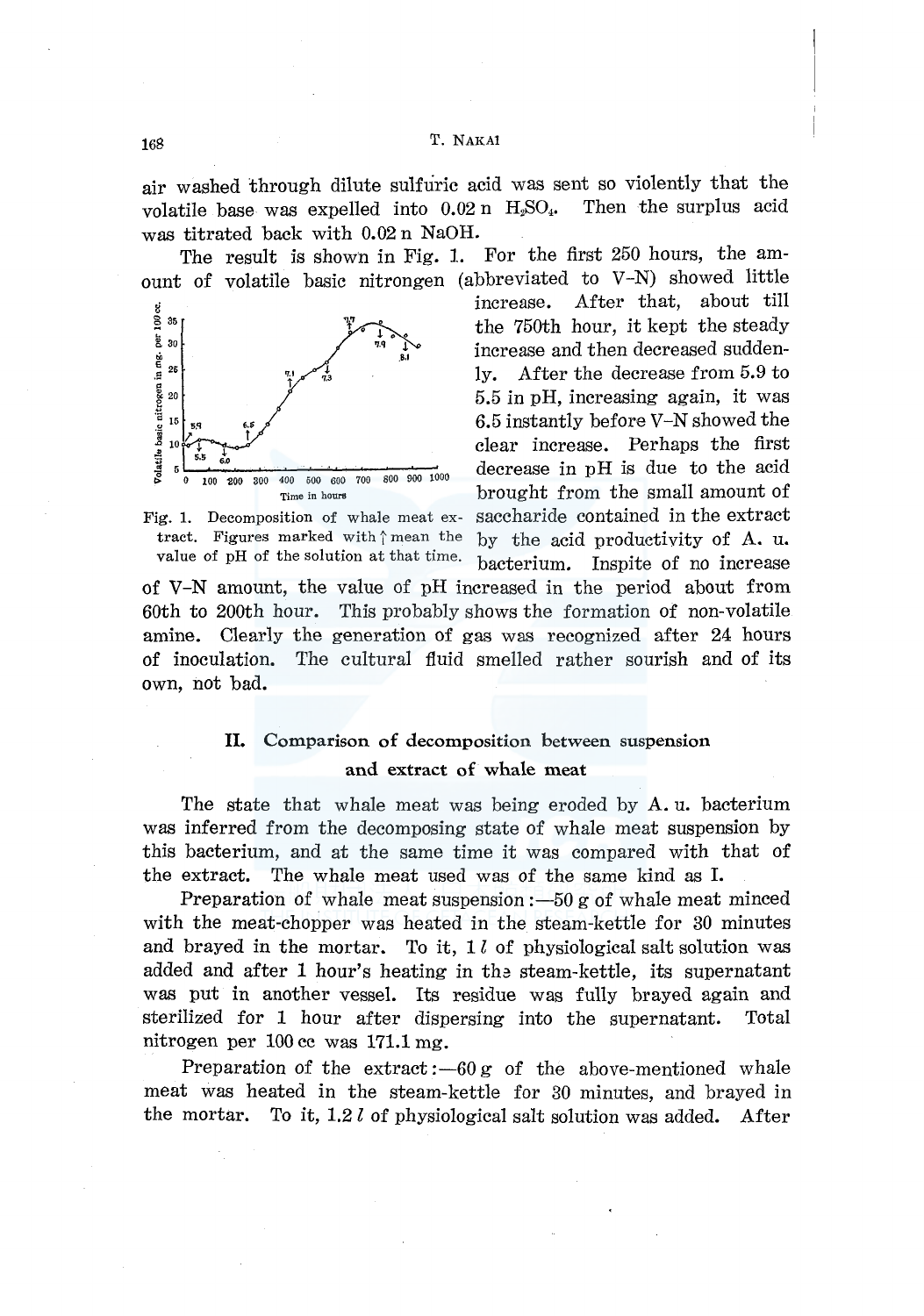air washed through dilute sulfuric acid was sent so violently that the volatile base was expelled into 0.02 n $H_2SO_4$. Then the surplus acid was titrated back with 0.02 n NaOH.

The result is shown in Fig. 1. For the first 250 hours, the amount of volatile basic nitrongen (abbreviated to V-N) showed little increase. After that, about till the 750th hour, it kept the steady increase and then decreased suddenly. After the decrease from 5.9 to 5.5 in pH, increasing again, it was 6.5 instantly before V-N showed the clear increase. Perhaps the first decrease in pH is due to the acid brought from the small amount of saccharide contained in the extract by the acid productivity of A. u. bacterium. Inspite of no increase of V-N amount, the value of pH increased in the period about from 60th to 200th hour. This probably shows the formation of non-volatile amine. Clearly the generation of gas was recognized after 24 hours of inoculation. The cultural fluid smelled rather sourish and of its own, not bad.

Fig. 1. Decomposition of whale meat extract. Figures marked with ↑ mean the value of pH of the solution at that time.

## II. Comparison of decomposition between suspension and extract of whale meat

The state that whale meat was being eroded by A. u. bacterium was inferred from the decomposing state of whale meat suspension by this bacterium, and at the same time it was compared with that of the extract. The whale meat used was of the same kind as I.

Preparation of whale meat suspension:—50 g of whale meat minced with the meat-chopper was heated in the steam-kettle for 30 minutes and brayed in the mortar. To it, 1 $l$ of physiological salt solution was added and after 1 hour's heating in the steam-kettle, its supernatant was put in another vessel. Its residue was fully brayed again and sterilized for 1 hour after dispersing into the supernatant. Total nitrogen per 100 cc was 171.1 mg.

Preparation of the extract:—60 g of the above-mentioned whale meat was heated in the steam-kettle for 30 minutes, and brayed in the mortar. To it, 1.2 $l$ of physiological salt solution was added. After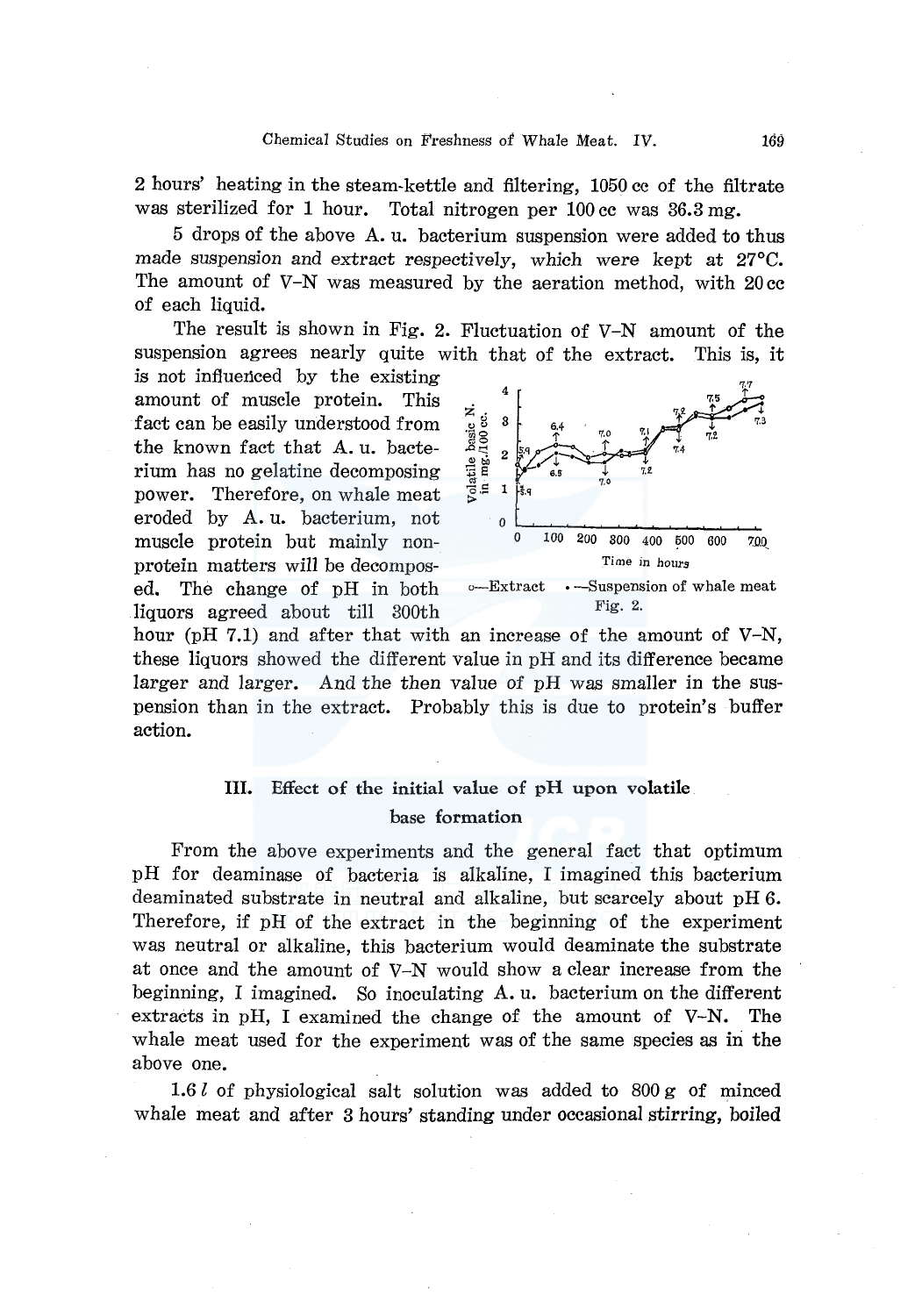2 hours' heating in the steam-kettle and filtering, 1050 cc of the filtrate was sterilized for 1 hour. Total nitrogen per 100 cc was 36.3 mg.

5 drops of the above A. u. bacterium suspension were added to thus made suspension and extract respectively, which were kept at 27°C. The amount of V–N was measured by the aeration method, with 20 cc of each liquid.

The result is shown in Fig. 2. Fluctuation of V–N amount of the suspension agrees nearly quite with that of the extract. This is, it is not influenced by the existing amount of muscle protein. This fact can be easily understood from the known fact that A. u. bacterium has no gelatine decomposing power. Therefore, on whale meat eroded by A. u. bacterium, not muscle protein but mainly non-protein matters will be decomposed. The change of pH in both liquors agreed about till 300th hour (pH 7.1) and after that with an increase of the amount of V–N, these liquors showed the different value in pH and its difference became larger and larger. And the then value of pH was smaller in the suspension than in the extract. Probably this is due to protein's buffer action.

○—Extract ·—Suspension of whale meat

Fig. 2.

### III. Effect of the initial value of pH upon volatile base formation

From the above experiments and the general fact that optimum pH for deaminase of bacteria is alkaline, I imagined this bacterium deaminated substrate in neutral and alkaline, but scarcely about pH 6. Therefore, if pH of the extract in the beginning of the experiment was neutral or alkaline, this bacterium would deaminate the substrate at once and the amount of V–N would show a clear increase from the beginning, I imagined. So inoculating A. u. bacterium on the different extracts in pH, I examined the change of the amount of V–N. The whale meat used for the experiment was of the same species as in the above one.

1.6 *l* of physiological salt solution was added to 800 g of minced whale meat and after 3 hours' standing under occasional stirring, boiled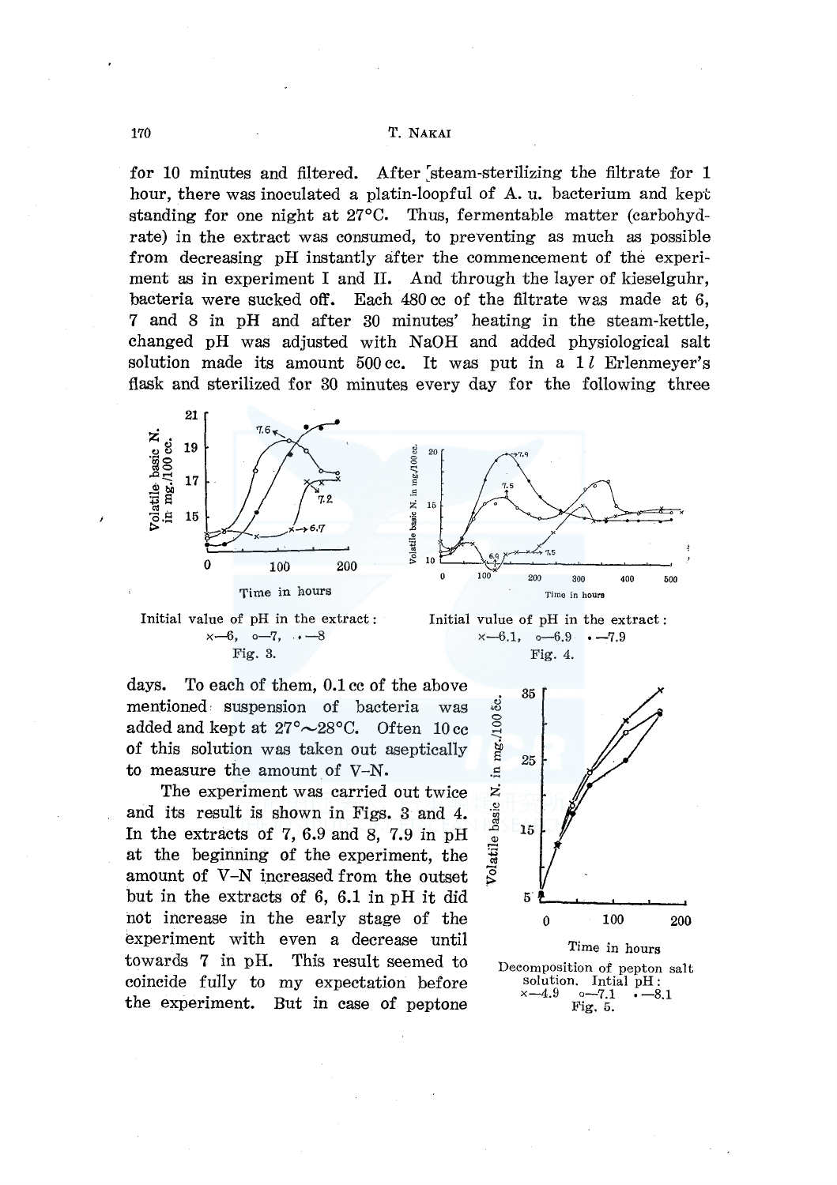for 10 minutes and filtered. After steam-sterilizing the filtrate for 1 hour, there was inoculated a platin-loopful of A. u. bacterium and kept standing for one night at 27°C. Thus, fermentable matter (carbohydrate) in the extract was consumed, to preventing as much as possible from decreasing pH instantly after the commencement of the experiment as in experiment I and II. And through the layer of kieselguhr, bacteria were sucked off. Each 480 cc of the filtrate was made at 6, 7 and 8 in pH and after 30 minutes' heating in the steam-kettle, changed pH was adjusted with NaOH and added physiological salt solution made its amount 500 cc. It was put in a 1 $l$ Erlenmeyer's flask and sterilized for 30 minutes every day for the following three days. To each of them, 0.1 cc of the above mentioned suspension of bacteria was added and kept at 27°～28°C. Often 10 cc of this solution was taken out aseptically to measure the amount of V-N.

Initial value of pH in the extract: ×—6, ○—7, •—8
Fig. 3.

Initial vulue of pH in the extract: ×—6.1, ○—6.9 •—7.9
Fig. 4.

The experiment was carried out twice and its result is shown in Figs. 3 and 4. In the extracts of 7, 6.9 and 8, 7.9 in pH at the beginning of the experiment, the amount of V-N increased from the outset but in the extracts of 6, 6.1 in pH it did not increase in the early stage of the experiment with even a decrease until towards 7 in pH. This result seemed to coincide fully to my expectation before the experiment. But in case of peptone

Decomposition of pepton salt solution. Intial pH: ×—4.9 ○—7.1 •—8.1
Fig. 5.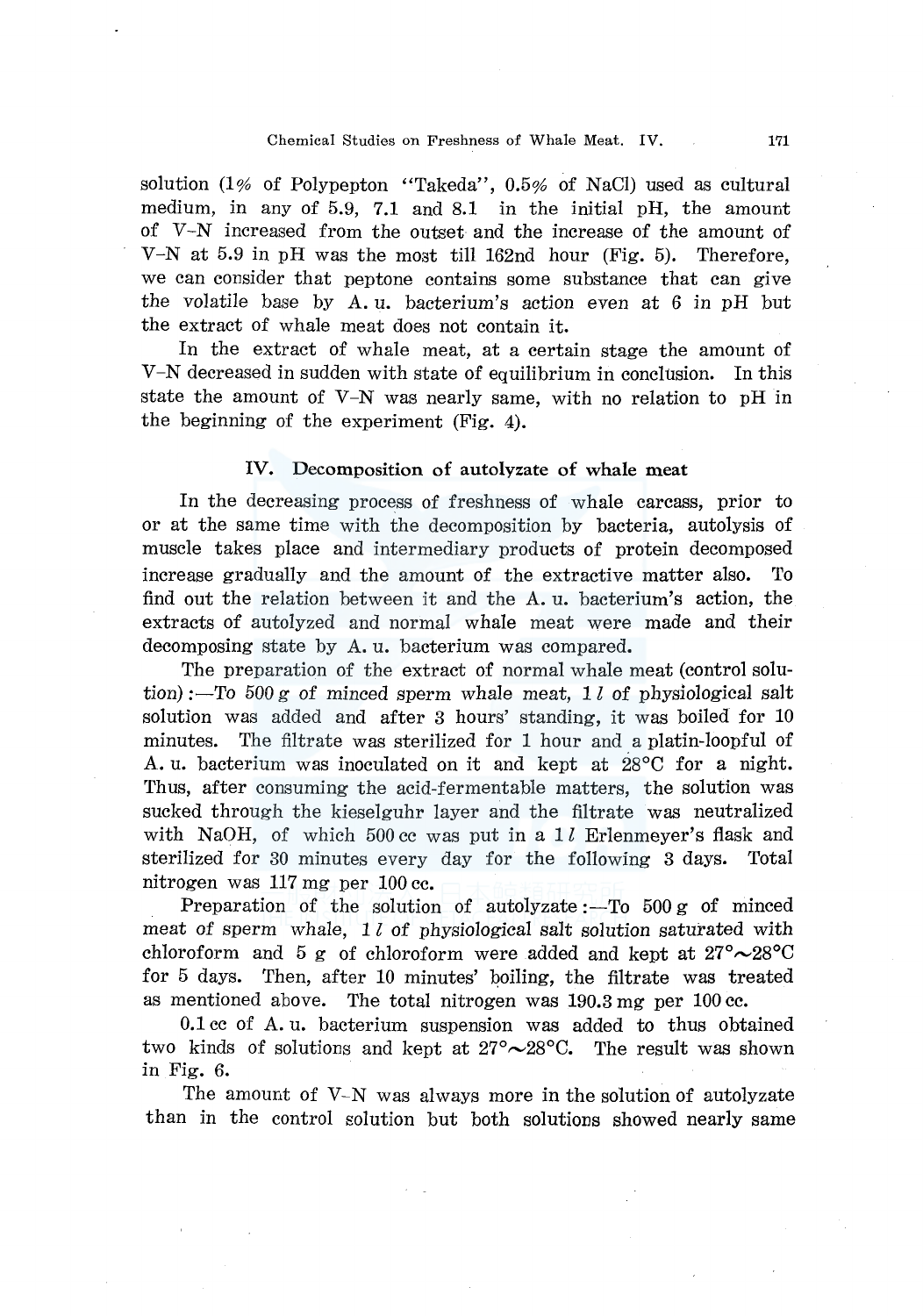solution (1% of Polypepton "Takeda", 0.5% of NaCl) used as cultural medium, in any of 5.9, 7.1 and 8.1 in the initial pH, the amount of V-N increased from the outset and the increase of the amount of V-N at 5.9 in pH was the most till 162nd hour (Fig. 5). Therefore, we can consider that peptone contains some substance that can give the volatile base by A. u. bacterium's action even at 6 in pH but the extract of whale meat does not contain it.

In the extract of whale meat, at a certain stage the amount of V-N decreased in sudden with state of equilibrium in conclusion. In this state the amount of V-N was nearly same, with no relation to pH in the beginning of the experiment (Fig. 4).

## IV. Decomposition of autolyzate of whale meat

In the decreasing process of freshness of whale carcass, prior to or at the same time with the decomposition by bacteria, autolysis of muscle takes place and intermediary products of protein decomposed increase gradually and the amount of the extractive matter also. To find out the relation between it and the A. u. bacterium's action, the extracts of autolyzed and normal whale meat were made and their decomposing state by A. u. bacterium was compared.

The preparation of the extract of normal whale meat (control solution):—To 500 g of minced sperm whale meat, 1 l of physiological salt solution was added and after 3 hours' standing, it was boiled for 10 minutes. The filtrate was sterilized for 1 hour and a platin-loopful of A. u. bacterium was inoculated on it and kept at 28°C for a night. Thus, after consuming the acid-fermentable matters, the solution was sucked through the kieselguhr layer and the filtrate was neutralized with NaOH, of which 500 cc was put in a 1 l Erlenmeyer's flask and sterilized for 30 minutes every day for the following 3 days. Total nitrogen was 117 mg per 100 cc.

Preparation of the solution of autolyzate:—To 500 g of minced meat of sperm whale, 1 l of physiological salt solution saturated with chloroform and 5 g of chloroform were added and kept at 27°~28°C for 5 days. Then, after 10 minutes' boiling, the filtrate was treated as mentioned above. The total nitrogen was 190.3 mg per 100 cc.

0.1 cc of A. u. bacterium suspension was added to thus obtained two kinds of solutions and kept at 27°~28°C. The result was shown in Fig. 6.

The amount of V-N was always more in the solution of autolyzate than in the control solution but both solutions showed nearly same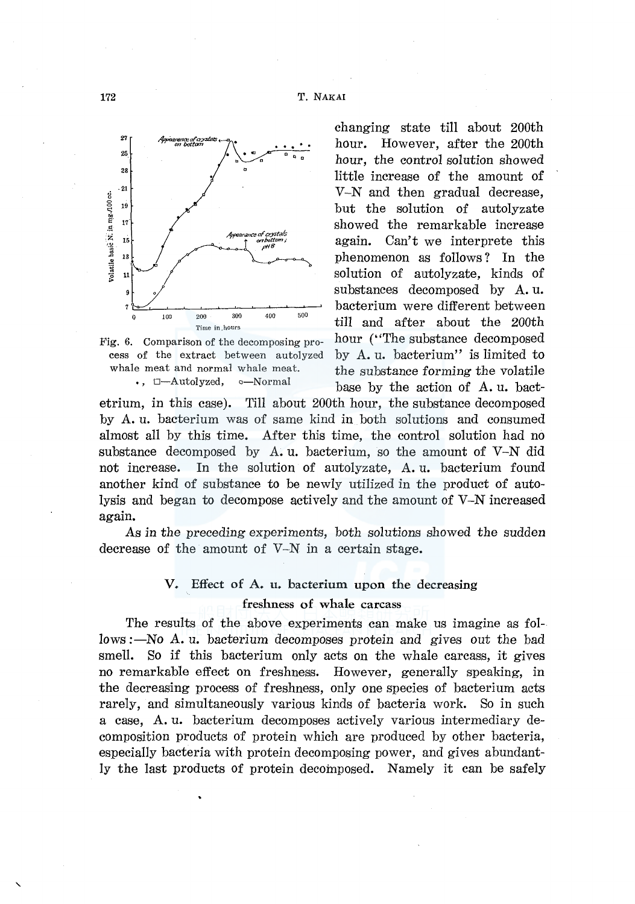changing state till about 200th hour. However, after the 200th hour, the control solution showed little increase of the amount of V–N and then gradual decrease, but the solution of autolyzate showed the remarkable increase again. Can't we interprete this phenomenon as follows? In the solution of autolyzate, kinds of substances decomposed by A. u. bacterium were different between till and after about the 200th hour ("The substance decomposed by A. u. bacterium" is limited to the substance forming the volatile base by the action of A. u. bactetrium, in this case). Till about 200th hour, the substance decomposed by A. u. bacterium was of same kind in both solutions and consumed almost all by this time. After this time, the control solution had no substance decomposed by A. u. bacterium, so the amount of V–N did not increase. In the solution of autolyzate, A. u. bacterium found another kind of substance to be newly utilized in the product of autolysis and began to decompose actively and the amount of V–N increased again.

Fig. 6. Comparison of the decomposing process of the extract between autolyzed whale meat and normal whale meat.
•, □—Autolyzed, ○—Normal

As in the preceding experiments, both solutions showed the sudden decrease of the amount of V–N in a certain stage.

## V. Effect of A. u. bacterium upon the decreasing freshness of whale carcass

The results of the above experiments can make us imagine as follows:—No A. u. bacterium decomposes protein and gives out the bad smell. So if this bacterium only acts on the whale carcass, it gives no remarkable effect on freshness. However, generally speaking, in the decreasing process of freshness, only one species of bacterium acts rarely, and simultaneously various kinds of bacteria work. So in such a case, A. u. bacterium decomposes actively various intermediary decomposition products of protein which are produced by other bacteria, especially bacteria with protein decomposing power, and gives abundantly the last products of protein decomposed. Namely it can be safely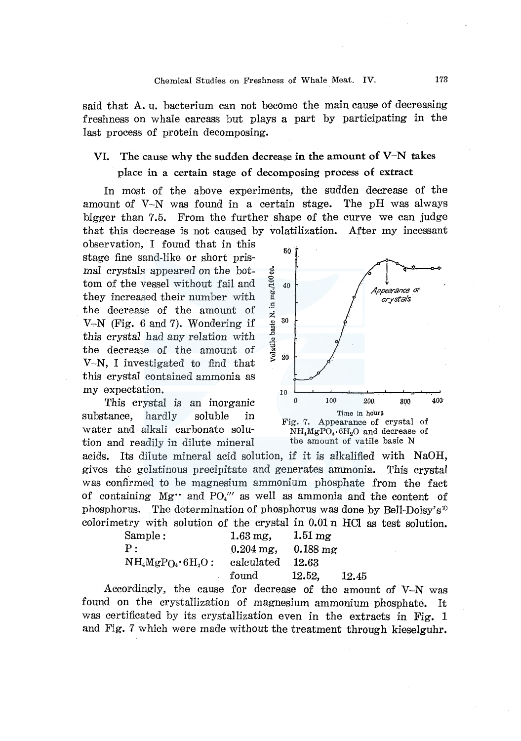said that A. u. bacterium can not become the main cause of decreasing freshness on whale carcass but plays a part by participating in the last process of protein decomposing.

## VI. The cause why the sudden decrease in the amount of V–N takes place in a certain stage of decomposing process of extract

In most of the above experiments, the sudden decrease of the amount of V–N was found in a certain stage. The pH was always bigger than 7.5. From the further shape of the curve we can judge that this decrease is not caused by volatilization. After my incessant observation, I found that in this stage fine sand-like or short prismal crystals appeared on the bottom of the vessel without fail and they increased their number with the decrease of the amount of V–N (Fig. 6 and 7). Wondering if this crystal had any relation with the decrease of the amount of V–N, I investigated to find that this crystal contained ammonia as my expectation.

Fig. 7. Appearance of crystal of $NH_4MgPO_4 \cdot 6H_2O$ and decrease of the amount of vatile basic N

This crystal is an inorganic substance, hardly soluble in water and alkali carbonate solution and readily in dilute mineral acids. Its dilute mineral acid solution, if it is alkalified with NaOH, gives the gelatinous precipitate and generates ammonia. This crystal was confirmed to be magnesium ammonium phosphate from the fact of containing $Mg^{\cdot\cdot}$ and $PO_4'''$ as well as ammonia and the content of phosphorus. The determination of phosphorus was done by Bell-Doisy's[2] colorimetry with solution of the crystal in 0.01 n HCl as test solution.

| | | | |
|---|---|---|---|
| Sample : | 1.63 mg, | 1.51 mg | |
| P : | 0.204 mg, | 0.188 mg | |
| $NH_4MgPO_4 \cdot 6H_2O$ : | calculated | 12.63 | |
| | found | 12.52, | 12.45 |

Accordingly, the cause for decrease of the amount of V–N was found on the crystallization of magnesium ammonium phosphate. It was certificated by its crystallization even in the extracts in Fig. 1 and Fig. 7 which were made without the treatment through kieselguhr.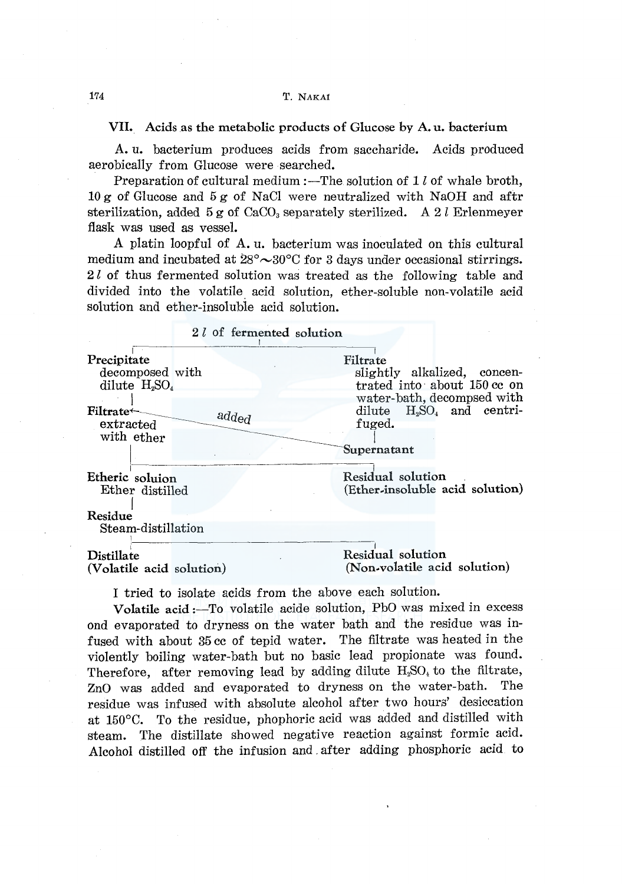### VII. Acids as the metabolic products of Glucose by A. u. bacterium

A. u. bacterium produces acids from saccharide. Acids produced aerobically from Glucose were searched.

Preparation of cultural medium :—The solution of 1 *l* of whale broth, 10 g of Glucose and 5 g of NaCl were neutralized with NaOH and aftr sterilization, added 5 g of $CaCO_3$ separately sterilized. A 2 *l* Erlenmeyer flask was used as vessel.

A platin loopful of A. u. bacterium was inoculated on this cultural medium and incubated at 28°∼30°C for 3 days under occasional stirrings. 2 *l* of thus fermented solution was treated as the following table and divided into the volatile acid solution, ether-soluble non-volatile acid solution and ether-insoluble acid solution.

```
                    2 l of fermented solution
         ┌──────────────────────┴──────────────────────┐
Precipitate                                        Filtrate
  decomposed with                                    slightly alkalized, concen-
  dilute H2SO4                                       trated into about 150 cc on
      │                                              water-bath, decompsed with
Filtrate ←──────────── added ──────────────          dilute H2SO4 and centri-
  extracted                               \          fuged.
  with ether                               \             │
      │                                     ──────── Supernatant
      ├─────────────────────────────────────────────────┐
Etheric soluion                                    Residual solution
  Ether distilled                                  (Ether-insoluble acid solution)
      │
Residue
  Steam-distillation
      ├─────────────────────────────────────────────────┐
Distillate                                         Residual solution
(Volatile acid solution)                           (Non-volatile acid solution)
```

I tried to isolate acids from the above each solution.

**Volatile acid :**—To volatile acide solution, PbO was mixed in excess ond evaporated to dryness on the water bath and the residue was infused with about 35 cc of tepid water. The filtrate was heated in the violently boiling water-bath but no basic lead propionate was found. Therefore, after removing lead by adding dilute $H_2SO_4$ to the filtrate, ZnO was added and evaporated to dryness on the water-bath. The residue was infused with absolute alcohol after two hours' desiccation at 150°C. To the residue, phophoric acid was added and distilled with steam. The distillate showed negative reaction against formic acid. Alcohol distilled off the infusion and after adding phosphoric acid to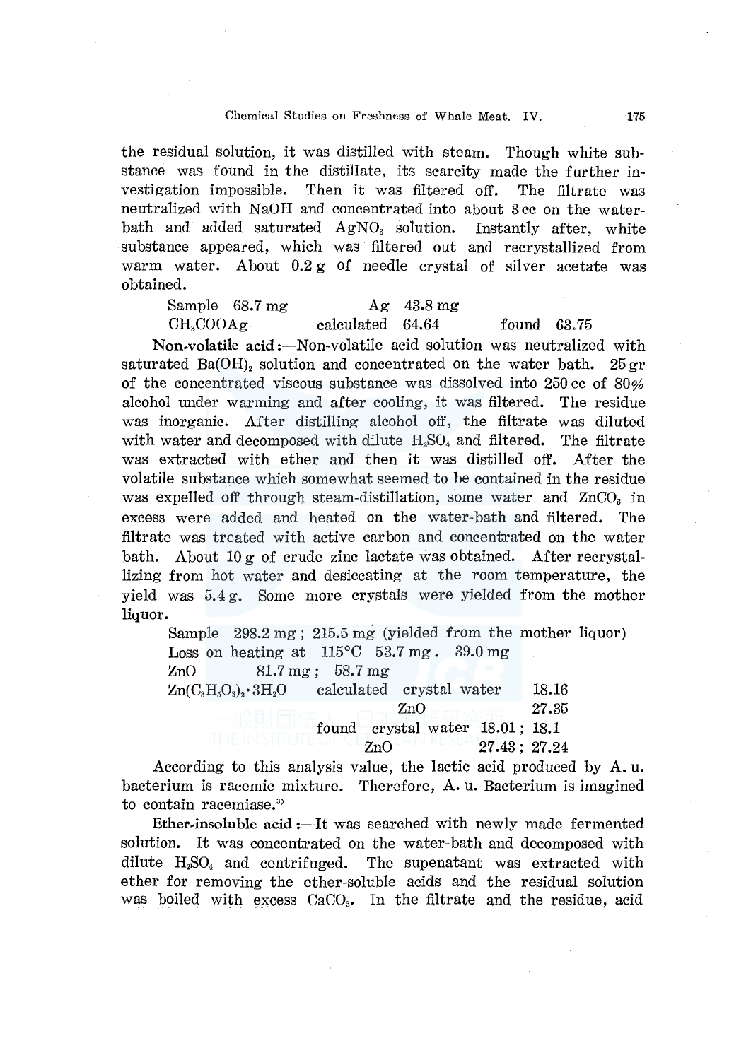the residual solution, it was distilled with steam. Though white substance was found in the distillate, its scarcity made the further investigation impossible. Then it was filtered off. The filtrate was neutralized with NaOH and concentrated into about 3 cc on the water-bath and added saturated $AgNO_3$ solution. Instantly after, white substance appeared, which was filtered out and recrystallized from warm water. About 0.2 g of needle crystal of silver acetate was obtained.

| | | |
|---|---|---|
| Sample 68.7 mg | Ag 43.8 mg | |
| $CH_3COOAg$ | calculated 64.64 | found 63.75 |

**Non-volatile acid**:—Non-volatile acid solution was neutralized with saturated $Ba(OH)_2$ solution and concentrated on the water bath. 25 gr of the concentrated viscous substance was dissolved into 250 cc of 80% alcohol under warming and after cooling, it was filtered. The residue was inorganic. After distilling alcohol off, the filtrate was diluted with water and decomposed with dilute $H_2SO_4$ and filtered. The filtrate was extracted with ether and then it was distilled off. After the volatile substance which somewhat seemed to be contained in the residue was expelled off through steam-distillation, some water and $ZnCO_3$ in excess were added and heated on the water-bath and filtered. The filtrate was treated with active carbon and concentrated on the water bath. About 10 g of crude zinc lactate was obtained. After recrystallizing from hot water and desiccating at the room temperature, the yield was 5.4 g. Some more crystals were yielded from the mother liquor.

Sample 298.2 mg ; 215.5 mg (yielded from the mother liquor)
Loss on heating at 115°C 53.7 mg . 39.0 mg
ZnO 81.7 mg ; 58.7 mg

| | | | |
|---|---|---|---|
| $Zn(C_3H_5O_3)_2 \cdot 3H_2O$ | calculated | crystal water | 18.16 |
| | | ZnO | 27.35 |
| | found | crystal water | 18.01 ; 18.1 |
| | | ZnO | 27.43 ; 27.24 |

According to this analysis value, the lactic acid produced by A. u. bacterium is racemic mixture. Therefore, A. u. Bacterium is imagined to contain racemiase.[3]

**Ether-insoluble acid**:—It was searched with newly made fermented solution. It was concentrated on the water-bath and decomposed with dilute $H_2SO_4$ and centrifuged. The supenatant was extracted with ether for removing the ether-soluble acids and the residual solution was boiled with excess $CaCO_3$. In the filtrate and the residue, acid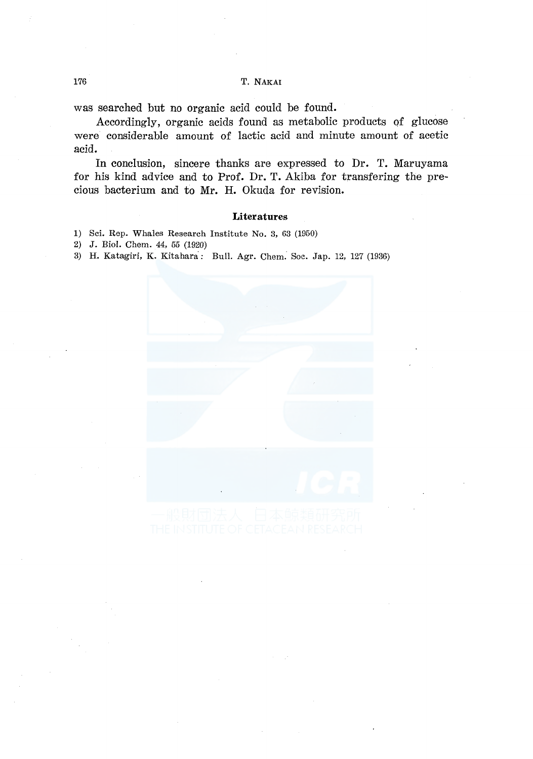was searched but no organic acid could be found.

Accordingly, organic acids found as metabolic products of glucose were considerable amount of lactic acid and minute amount of acetic acid.

In conclusion, sincere thanks are expressed to Dr. T. Maruyama for his kind advice and to Prof. Dr. T. Akiba for transfering the precious bacterium and to Mr. H. Okuda for revision.

### Literatures

1) Sci. Rep. Whales Research Institute No. 3, 63 (1950)
2) J. Biol. Chem. 44, 55 (1920)
3) H. Katagiri, K. Kitahara: Bull. Agr. Chem. Soc. Jap. 12, 127 (1936)